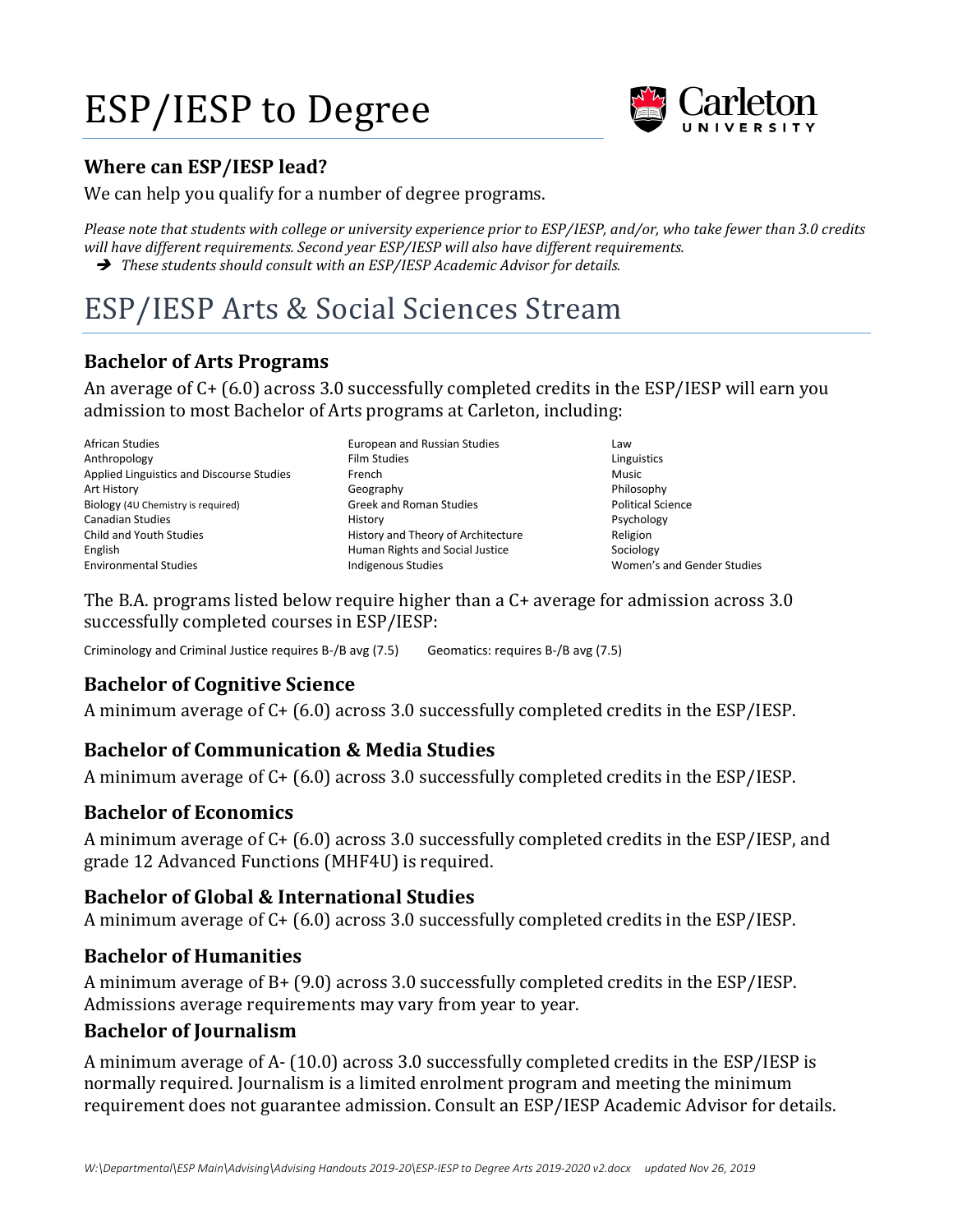# ESP/IESP to Degree

### Where can ESP/IESP lead?

We can help you qualify for a number of degree programs.

*Please note that students with college or university experience prior to ESP/IESP, and/or, who take fewer than 3.0 credits will have different requirements. Second year ESP/IESP will also have different requirements.*

- ➔ *These students should consult with an ESP/IESP Academic Advisor for details.*

# ESP/IESP Arts & Social Sciences Stream

### Bachelor of Arts Programs

An average of C+ (6.0) across 3.0 successfully completed credits in the ESP/IESP will earn you admission to most Bachelor of Arts programs at Carleton, including:

- African Studies
- Anthropology
- Applied Linguistics and Discourse Studies
- Art History
- Biology (4U Chemistry is required)
- Canadian Studies
- Child and Youth Studies
- English
- Environmental Studies
- European and Russian Studies
- Film Studies
- French
- Geography
- Greek and Roman Studies
- History
- History and Theory of Architecture
- Human Rights and Social Justice
- Indigenous Studies
- Law
- Linguistics
- Music
- Philosophy
- Political Science
- Psychology
- Religion
- Sociology
- Women's and Gender Studies

The B.A. programs listed below require higher than a C+ average for admission across 3.0 successfully completed courses in ESP/IESP:

Criminology and Criminal Justice requires B-/B avg (7.5)   Geomatics: requires B-/B avg (7.5)

### Bachelor of Cognitive Science

A minimum average of C+ (6.0) across 3.0 successfully completed credits in the ESP/IESP.

### Bachelor of Communication & Media Studies

A minimum average of C+ (6.0) across 3.0 successfully completed credits in the ESP/IESP.

### Bachelor of Economics

A minimum average of C+ (6.0) across 3.0 successfully completed credits in the ESP/IESP, and grade 12 Advanced Functions (MHF4U) is required.

### Bachelor of Global & International Studies

A minimum average of C+ (6.0) across 3.0 successfully completed credits in the ESP/IESP.

### Bachelor of Humanities

A minimum average of B+ (9.0) across 3.0 successfully completed credits in the ESP/IESP. Admissions average requirements may vary from year to year.

### Bachelor of Journalism

A minimum average of A- (10.0) across 3.0 successfully completed credits in the ESP/IESP is normally required. Journalism is a limited enrolment program and meeting the minimum requirement does not guarantee admission. Consult an ESP/IESP Academic Advisor for details.

*W:\Departmental\ESP Main\Advising\Advising Handouts 2019-20\ESP-IESP to Degree Arts 2019-2020 v2.docx   updated Nov 26, 2019*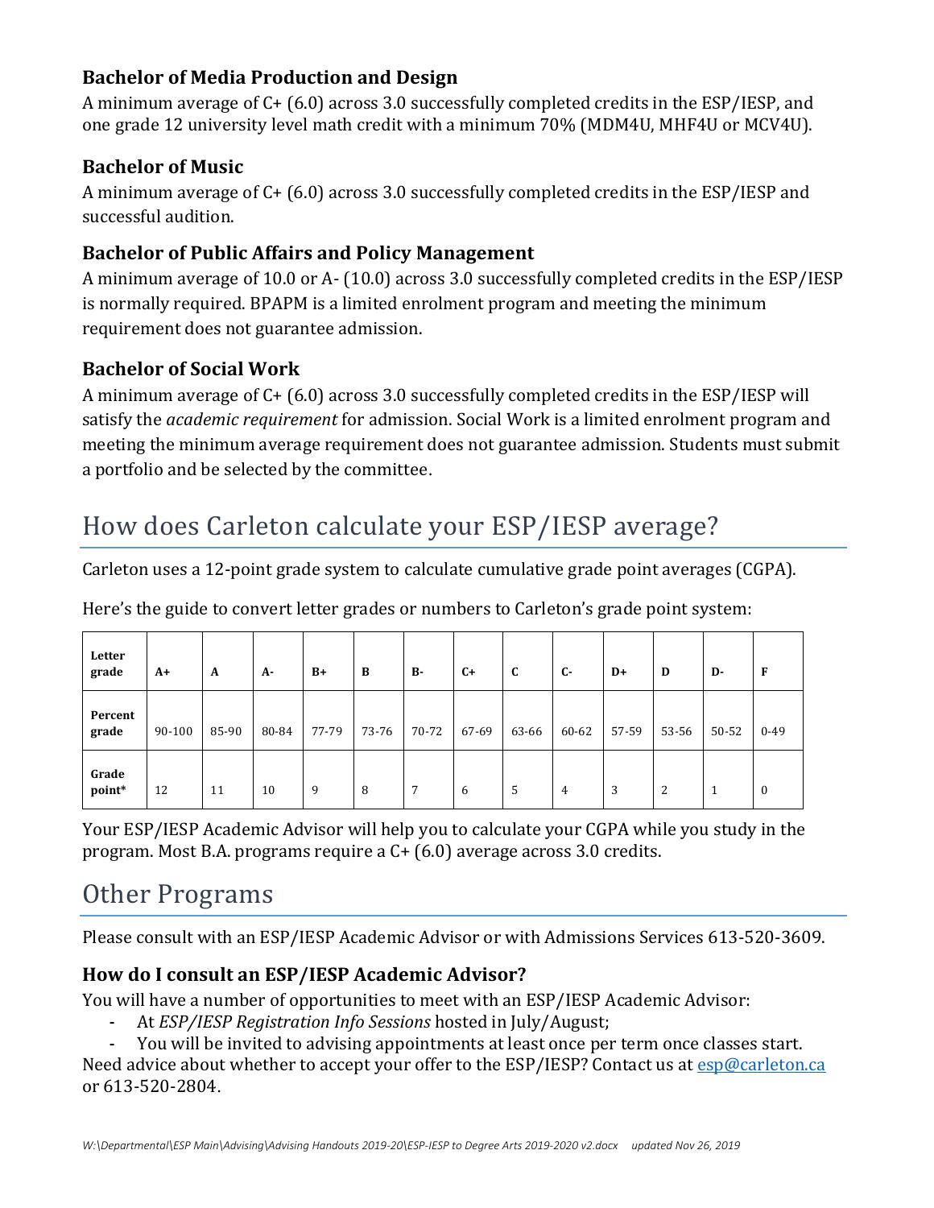### Bachelor of Media Production and Design

A minimum average of C+ (6.0) across 3.0 successfully completed credits in the ESP/IESP, and one grade 12 university level math credit with a minimum 70% (MDM4U, MHF4U or MCV4U).

### Bachelor of Music

A minimum average of C+ (6.0) across 3.0 successfully completed credits in the ESP/IESP and successful audition.

### Bachelor of Public Affairs and Policy Management

A minimum average of 10.0 or A- (10.0) across 3.0 successfully completed credits in the ESP/IESP is normally required. BPAPM is a limited enrolment program and meeting the minimum requirement does not guarantee admission.

### Bachelor of Social Work

A minimum average of C+ (6.0) across 3.0 successfully completed credits in the ESP/IESP will satisfy the *academic requirement* for admission. Social Work is a limited enrolment program and meeting the minimum average requirement does not guarantee admission. Students must submit a portfolio and be selected by the committee.

## How does Carleton calculate your ESP/IESP average?

Carleton uses a 12-point grade system to calculate cumulative grade point averages (CGPA).

Here's the guide to convert letter grades or numbers to Carleton's grade point system:

| **Letter grade** | **A+** | **A** | **A-** | **B+** | **B** | **B-** | **C+** | **C** | **C-** | **D+** | **D** | **D-** | **F** |
|---|---|---|---|---|---|---|---|---|---|---|---|---|---|
| **Percent grade** | 90-100 | 85-90 | 80-84 | 77-79 | 73-76 | 70-72 | 67-69 | 63-66 | 60-62 | 57-59 | 53-56 | 50-52 | 0-49 |
| **Grade point*** | 12 | 11 | 10 | 9 | 8 | 7 | 6 | 5 | 4 | 3 | 2 | 1 | 0 |

Your ESP/IESP Academic Advisor will help you to calculate your CGPA while you study in the program. Most B.A. programs require a C+ (6.0) average across 3.0 credits.

## Other Programs

Please consult with an ESP/IESP Academic Advisor or with Admissions Services 613-520-3609.

### How do I consult an ESP/IESP Academic Advisor?

You will have a number of opportunities to meet with an ESP/IESP Academic Advisor:

- At *ESP/IESP Registration Info Sessions* hosted in July/August;
- You will be invited to advising appointments at least once per term once classes start.

Need advice about whether to accept your offer to the ESP/IESP? Contact us at esp@carleton.ca or 613-520-2804.

*W:\Departmental\ESP Main\Advising\Advising Handouts 2019-20\ESP-IESP to Degree Arts 2019-2020 v2.docx updated Nov 26, 2019*